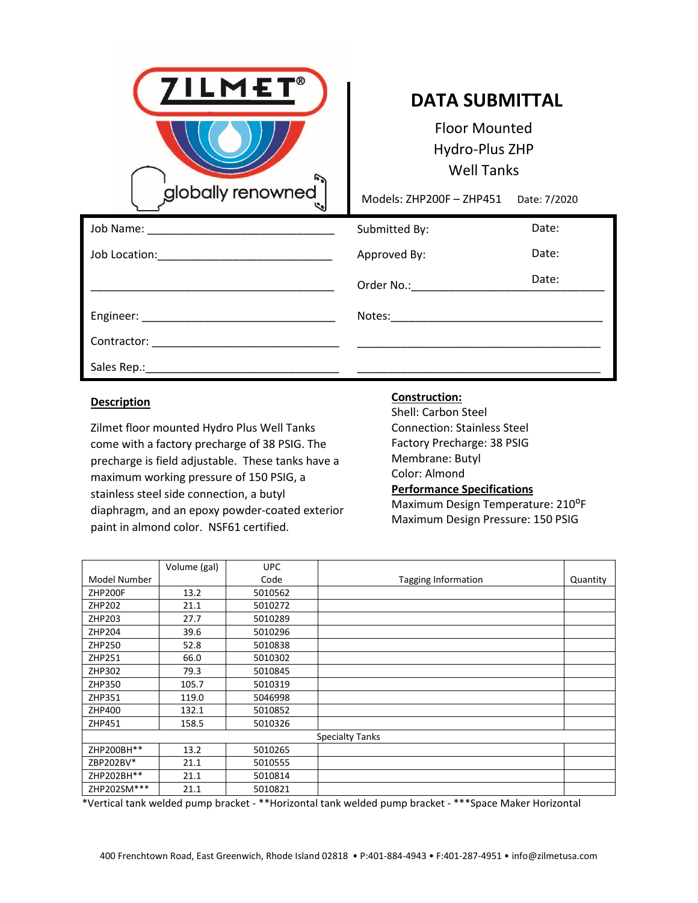ZILMET®

globally renowned

# DATA SUBMITTAL

Floor Mounted
Hydro-Plus ZHP
Well Tanks

Models: ZHP200F – ZHP451 Date: 7/2020

| | | |
|---|---|---|
| Job Name: ______________________________ | Submitted By: | Date: |
| Job Location: ____________________________ | Approved By: | Date: |
| ______________________________________ | Order No.: ______________________ | Date: |
| Engineer: ______________________________ | Notes: __________________________________ | |
| Contractor: _____________________________ | ______________________________________ | |
| Sales Rep.: _____________________________ | ______________________________________ | |

**Description**

Zilmet floor mounted Hydro Plus Well Tanks come with a factory precharge of 38 PSIG. The precharge is field adjustable. These tanks have a maximum working pressure of 150 PSIG, a stainless steel side connection, a butyl diaphragm, and an epoxy powder-coated exterior paint in almond color. NSF61 certified.

**Construction:**
Shell: Carbon Steel
Connection: Stainless Steel
Factory Precharge: 38 PSIG
Membrane: Butyl
Color: Almond

**Performance Specifications**
Maximum Design Temperature: 210$^{o}$F
Maximum Design Pressure: 150 PSIG

| Model Number | Volume (gal) | UPC Code | Tagging Information | Quantity |
|---|---|---|---|---|
| ZHP200F | 13.2 | 5010562 | | |
| ZHP202 | 21.1 | 5010272 | | |
| ZHP203 | 27.7 | 5010289 | | |
| ZHP204 | 39.6 | 5010296 | | |
| ZHP250 | 52.8 | 5010838 | | |
| ZHP251 | 66.0 | 5010302 | | |
| ZHP302 | 79.3 | 5010845 | | |
| ZHP350 | 105.7 | 5010319 | | |
| ZHP351 | 119.0 | 5046998 | | |
| ZHP400 | 132.1 | 5010852 | | |
| ZHP451 | 158.5 | 5010326 | | |
| Specialty Tanks | | | | |
| ZHP200BH** | 13.2 | 5010265 | | |
| ZBP202BV* | 21.1 | 5010555 | | |
| ZHP202BH** | 21.1 | 5010814 | | |
| ZHP202SM*** | 21.1 | 5010821 | | |

*Vertical tank welded pump bracket - **Horizontal tank welded pump bracket - ***Space Maker Horizontal

400 Frenchtown Road, East Greenwich, Rhode Island 02818 • P:401-884-4943 • F:401-287-4951 • info@zilmetusa.com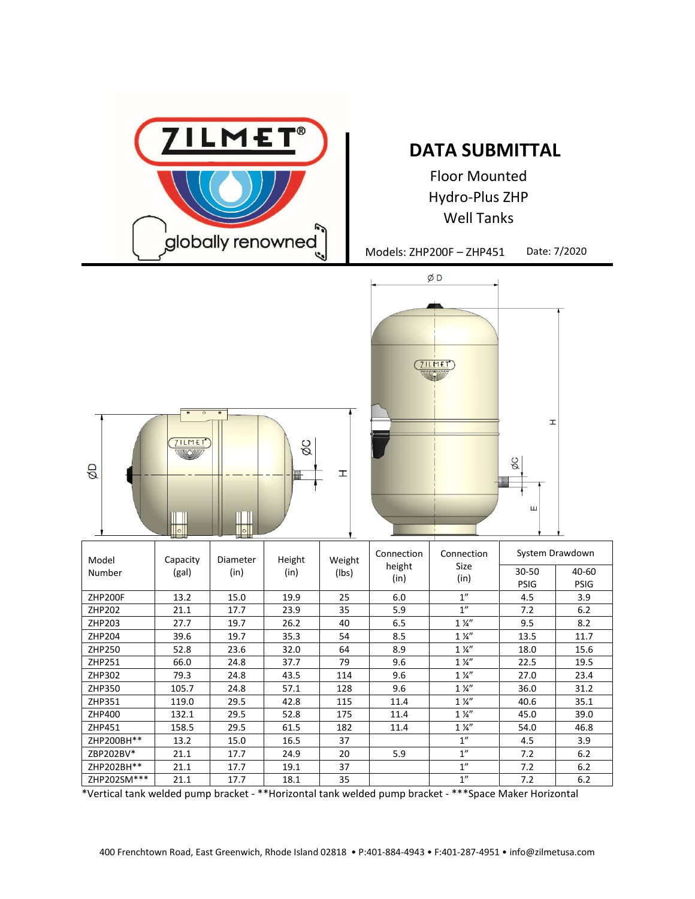# DATA SUBMITTAL

Floor Mounted
Hydro-Plus ZHP
Well Tanks

Models: ZHP200F – ZHP451 Date: 7/2020

ØD
ØC
H
E

| Model Number | Capacity (gal) | Diameter (in) | Height (in) | Weight (lbs) | Connection height (in) | Connection Size (in) | System Drawdown | |
|---|---|---|---|---|---|---|---|---|
| | | | | | | | 30-50 PSIG | 40-60 PSIG |
| ZHP200F | 13.2 | 15.0 | 19.9 | 25 | 6.0 | 1" | 4.5 | 3.9 |
| ZHP202 | 21.1 | 17.7 | 23.9 | 35 | 5.9 | 1" | 7.2 | 6.2 |
| ZHP203 | 27.7 | 19.7 | 26.2 | 40 | 6.5 | 1 ¼" | 9.5 | 8.2 |
| ZHP204 | 39.6 | 19.7 | 35.3 | 54 | 8.5 | 1 ¼" | 13.5 | 11.7 |
| ZHP250 | 52.8 | 23.6 | 32.0 | 64 | 8.9 | 1 ¼" | 18.0 | 15.6 |
| ZHP251 | 66.0 | 24.8 | 37.7 | 79 | 9.6 | 1 ¼" | 22.5 | 19.5 |
| ZHP302 | 79.3 | 24.8 | 43.5 | 114 | 9.6 | 1 ¼" | 27.0 | 23.4 |
| ZHP350 | 105.7 | 24.8 | 57.1 | 128 | 9.6 | 1 ¼" | 36.0 | 31.2 |
| ZHP351 | 119.0 | 29.5 | 42.8 | 115 | 11.4 | 1 ¼" | 40.6 | 35.1 |
| ZHP400 | 132.1 | 29.5 | 52.8 | 175 | 11.4 | 1 ¼" | 45.0 | 39.0 |
| ZHP451 | 158.5 | 29.5 | 61.5 | 182 | 11.4 | 1 ¼" | 54.0 | 46.8 |
| ZHP200BH** | 13.2 | 15.0 | 16.5 | 37 | | 1" | 4.5 | 3.9 |
| ZBP202BV* | 21.1 | 17.7 | 24.9 | 20 | 5.9 | 1" | 7.2 | 6.2 |
| ZHP202BH** | 21.1 | 17.7 | 19.1 | 37 | | 1" | 7.2 | 6.2 |
| ZHP202SM*** | 21.1 | 17.7 | 18.1 | 35 | | 1" | 7.2 | 6.2 |

*Vertical tank welded pump bracket - **Horizontal tank welded pump bracket - ***Space Maker Horizontal

400 Frenchtown Road, East Greenwich, Rhode Island 02818 • P:401-884-4943 • F:401-287-4951 • info@zilmetusa.com